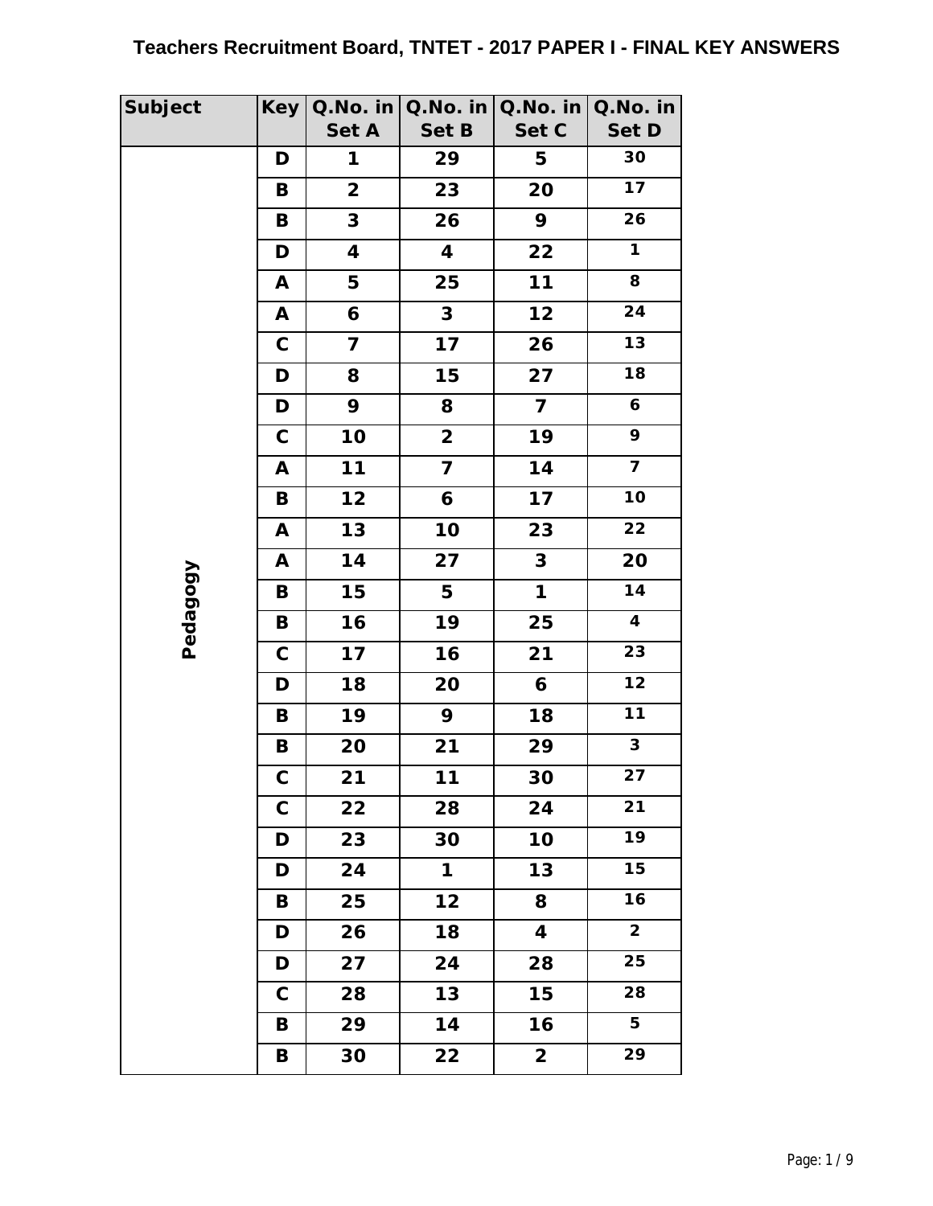# Teachers Recruitment Board, TNTET - 2017 PAPER I - FINAL KEY ANSWERS

| Subject | Key | Q.No. in Set A | Q.No. in Set B | Q.No. in Set C | Q.No. in Set D |
|---|---|---|---|---|---|
| Pedagogy | D | 1 | 29 | 5 | 30 |
| | B | 2 | 23 | 20 | 17 |
| | B | 3 | 26 | 9 | 26 |
| | D | 4 | 4 | 22 | 1 |
| | A | 5 | 25 | 11 | 8 |
| | A | 6 | 3 | 12 | 24 |
| | C | 7 | 17 | 26 | 13 |
| | D | 8 | 15 | 27 | 18 |
| | D | 9 | 8 | 7 | 6 |
| | C | 10 | 2 | 19 | 9 |
| | A | 11 | 7 | 14 | 7 |
| | B | 12 | 6 | 17 | 10 |
| | A | 13 | 10 | 23 | 22 |
| | A | 14 | 27 | 3 | 20 |
| | B | 15 | 5 | 1 | 14 |
| | B | 16 | 19 | 25 | 4 |
| | C | 17 | 16 | 21 | 23 |
| | D | 18 | 20 | 6 | 12 |
| | B | 19 | 9 | 18 | 11 |
| | B | 20 | 21 | 29 | 3 |
| | C | 21 | 11 | 30 | 27 |
| | C | 22 | 28 | 24 | 21 |
| | D | 23 | 30 | 10 | 19 |
| | D | 24 | 1 | 13 | 15 |
| | B | 25 | 12 | 8 | 16 |
| | D | 26 | 18 | 4 | 2 |
| | D | 27 | 24 | 28 | 25 |
| | C | 28 | 13 | 15 | 28 |
| | B | 29 | 14 | 16 | 5 |
| | B | 30 | 22 | 2 | 29 |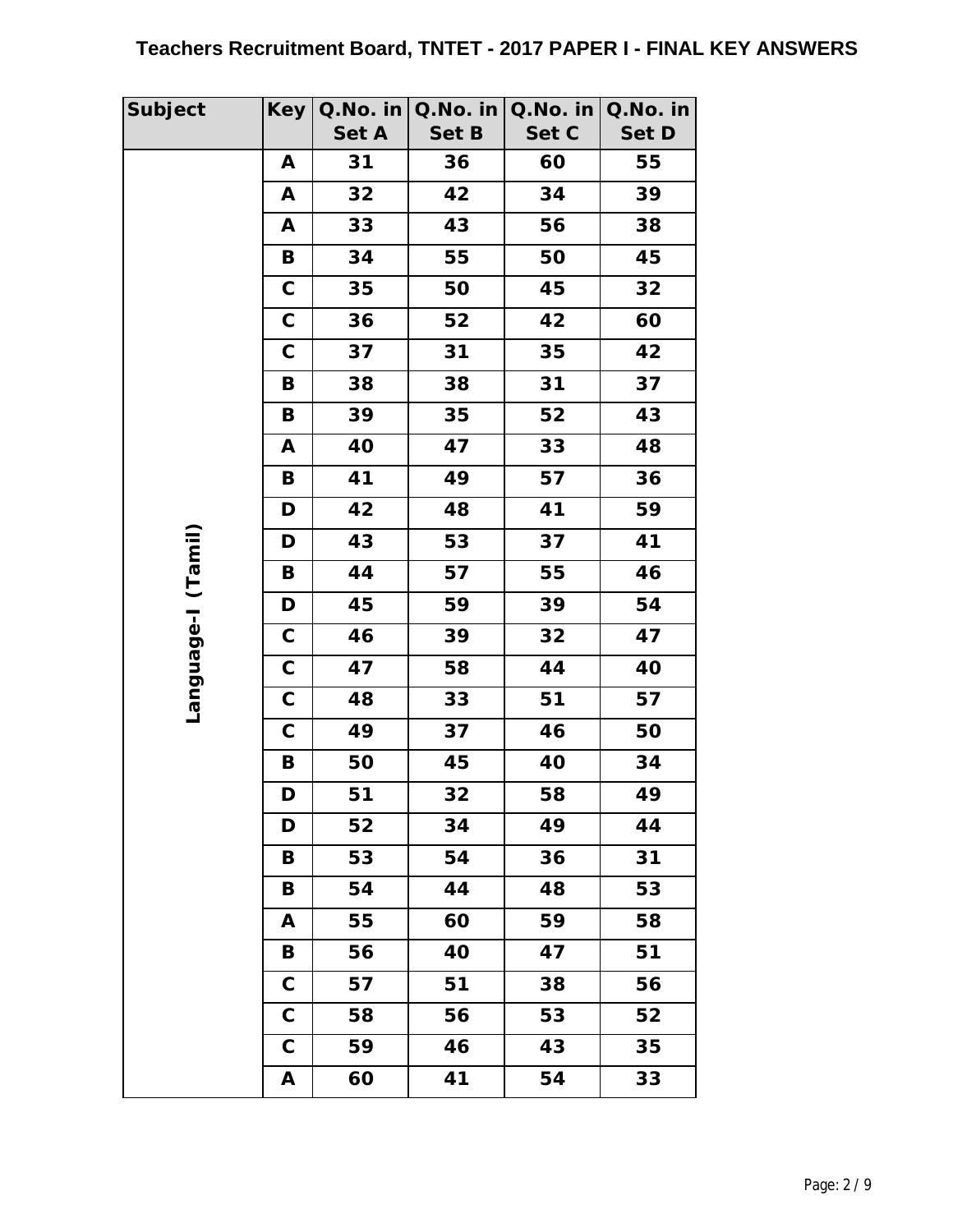## Teachers Recruitment Board, TNTET - 2017 PAPER I - FINAL KEY ANSWERS

| Subject | Key | Q.No. in Set A | Q.No. in Set B | Q.No. in Set C | Q.No. in Set D |
|---|---|---|---|---|---|
| Language-I (Tamil) | A | 31 | 36 | 60 | 55 |
| | A | 32 | 42 | 34 | 39 |
| | A | 33 | 43 | 56 | 38 |
| | B | 34 | 55 | 50 | 45 |
| | C | 35 | 50 | 45 | 32 |
| | C | 36 | 52 | 42 | 60 |
| | C | 37 | 31 | 35 | 42 |
| | B | 38 | 38 | 31 | 37 |
| | B | 39 | 35 | 52 | 43 |
| | A | 40 | 47 | 33 | 48 |
| | B | 41 | 49 | 57 | 36 |
| | D | 42 | 48 | 41 | 59 |
| | D | 43 | 53 | 37 | 41 |
| | B | 44 | 57 | 55 | 46 |
| | D | 45 | 59 | 39 | 54 |
| | C | 46 | 39 | 32 | 47 |
| | C | 47 | 58 | 44 | 40 |
| | C | 48 | 33 | 51 | 57 |
| | C | 49 | 37 | 46 | 50 |
| | B | 50 | 45 | 40 | 34 |
| | D | 51 | 32 | 58 | 49 |
| | D | 52 | 34 | 49 | 44 |
| | B | 53 | 54 | 36 | 31 |
| | B | 54 | 44 | 48 | 53 |
| | A | 55 | 60 | 59 | 58 |
| | B | 56 | 40 | 47 | 51 |
| | C | 57 | 51 | 38 | 56 |
| | C | 58 | 56 | 53 | 52 |
| | C | 59 | 46 | 43 | 35 |
| | A | 60 | 41 | 54 | 33 |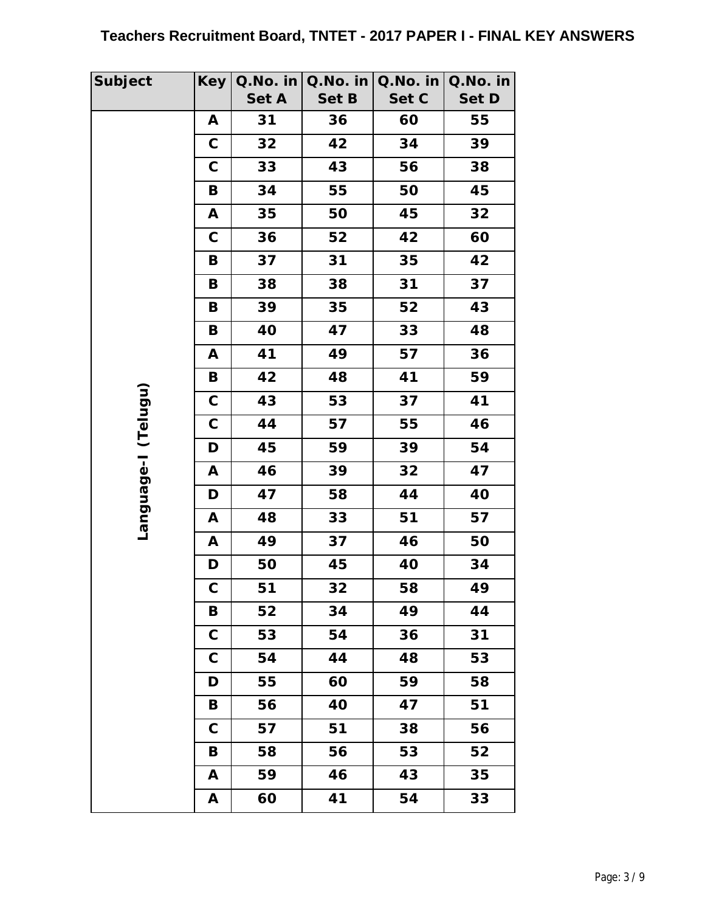## Teachers Recruitment Board, TNTET - 2017 PAPER I - FINAL KEY ANSWERS

| Subject | Key | Q.No. in Set A | Q.No. in Set B | Q.No. in Set C | Q.No. in Set D |
|---|---|---|---|---|---|
| Language-I (Telugu) | A | 31 | 36 | 60 | 55 |
| | C | 32 | 42 | 34 | 39 |
| | C | 33 | 43 | 56 | 38 |
| | B | 34 | 55 | 50 | 45 |
| | A | 35 | 50 | 45 | 32 |
| | C | 36 | 52 | 42 | 60 |
| | B | 37 | 31 | 35 | 42 |
| | B | 38 | 38 | 31 | 37 |
| | B | 39 | 35 | 52 | 43 |
| | B | 40 | 47 | 33 | 48 |
| | A | 41 | 49 | 57 | 36 |
| | B | 42 | 48 | 41 | 59 |
| | C | 43 | 53 | 37 | 41 |
| | C | 44 | 57 | 55 | 46 |
| | D | 45 | 59 | 39 | 54 |
| | A | 46 | 39 | 32 | 47 |
| | D | 47 | 58 | 44 | 40 |
| | A | 48 | 33 | 51 | 57 |
| | A | 49 | 37 | 46 | 50 |
| | D | 50 | 45 | 40 | 34 |
| | C | 51 | 32 | 58 | 49 |
| | B | 52 | 34 | 49 | 44 |
| | C | 53 | 54 | 36 | 31 |
| | C | 54 | 44 | 48 | 53 |
| | D | 55 | 60 | 59 | 58 |
| | B | 56 | 40 | 47 | 51 |
| | C | 57 | 51 | 38 | 56 |
| | B | 58 | 56 | 53 | 52 |
| | A | 59 | 46 | 43 | 35 |
| | A | 60 | 41 | 54 | 33 |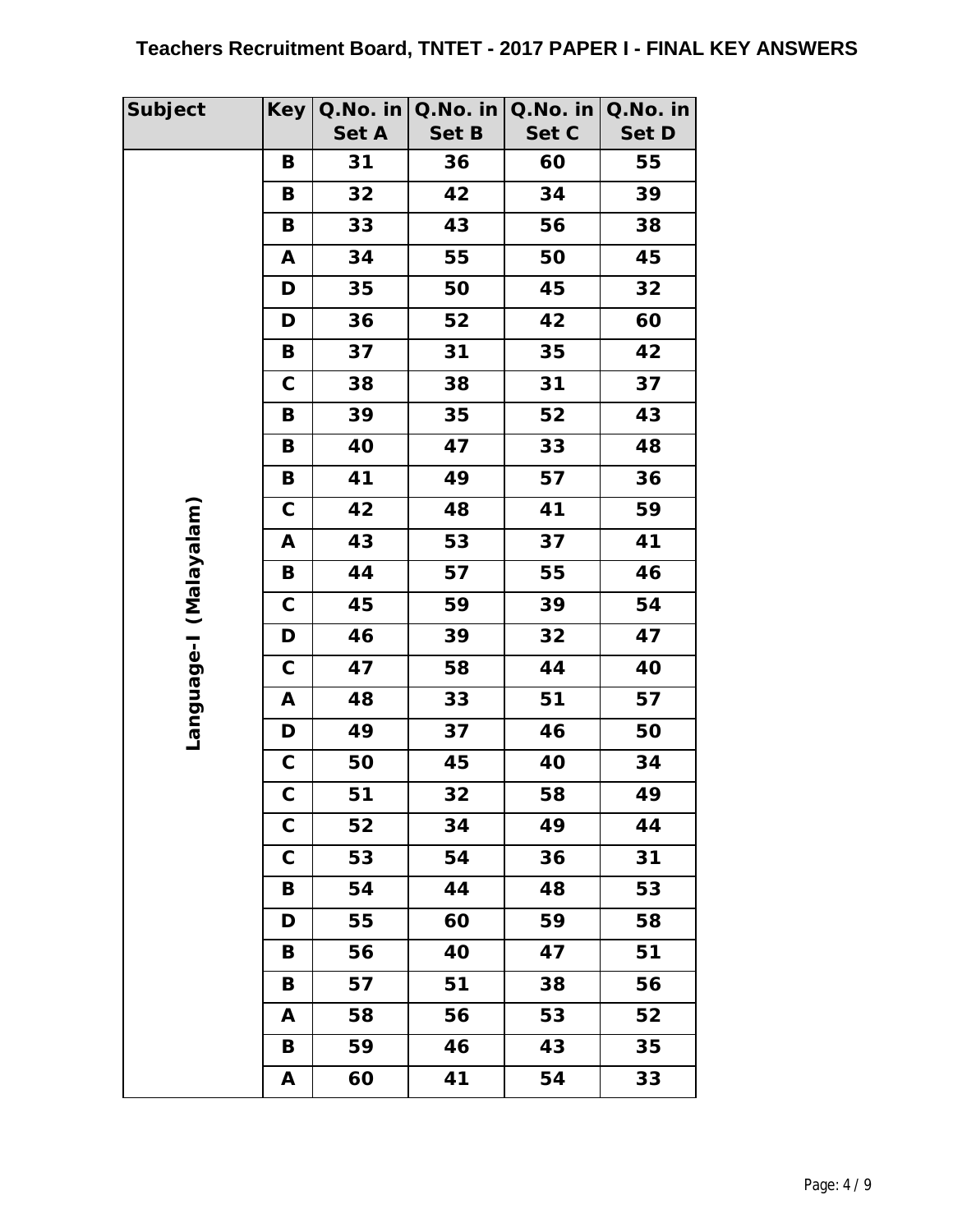# Teachers Recruitment Board, TNTET - 2017 PAPER I - FINAL KEY ANSWERS

| Subject | Key | Q.No. in Set A | Q.No. in Set B | Q.No. in Set C | Q.No. in Set D |
|---|---|---|---|---|---|
| Language-I (Malayalam) | B | 31 | 36 | 60 | 55 |
| | B | 32 | 42 | 34 | 39 |
| | B | 33 | 43 | 56 | 38 |
| | A | 34 | 55 | 50 | 45 |
| | D | 35 | 50 | 45 | 32 |
| | D | 36 | 52 | 42 | 60 |
| | B | 37 | 31 | 35 | 42 |
| | C | 38 | 38 | 31 | 37 |
| | B | 39 | 35 | 52 | 43 |
| | B | 40 | 47 | 33 | 48 |
| | B | 41 | 49 | 57 | 36 |
| | C | 42 | 48 | 41 | 59 |
| | A | 43 | 53 | 37 | 41 |
| | B | 44 | 57 | 55 | 46 |
| | C | 45 | 59 | 39 | 54 |
| | D | 46 | 39 | 32 | 47 |
| | C | 47 | 58 | 44 | 40 |
| | A | 48 | 33 | 51 | 57 |
| | D | 49 | 37 | 46 | 50 |
| | C | 50 | 45 | 40 | 34 |
| | C | 51 | 32 | 58 | 49 |
| | C | 52 | 34 | 49 | 44 |
| | C | 53 | 54 | 36 | 31 |
| | B | 54 | 44 | 48 | 53 |
| | D | 55 | 60 | 59 | 58 |
| | B | 56 | 40 | 47 | 51 |
| | B | 57 | 51 | 38 | 56 |
| | A | 58 | 56 | 53 | 52 |
| | B | 59 | 46 | 43 | 35 |
| | A | 60 | 41 | 54 | 33 |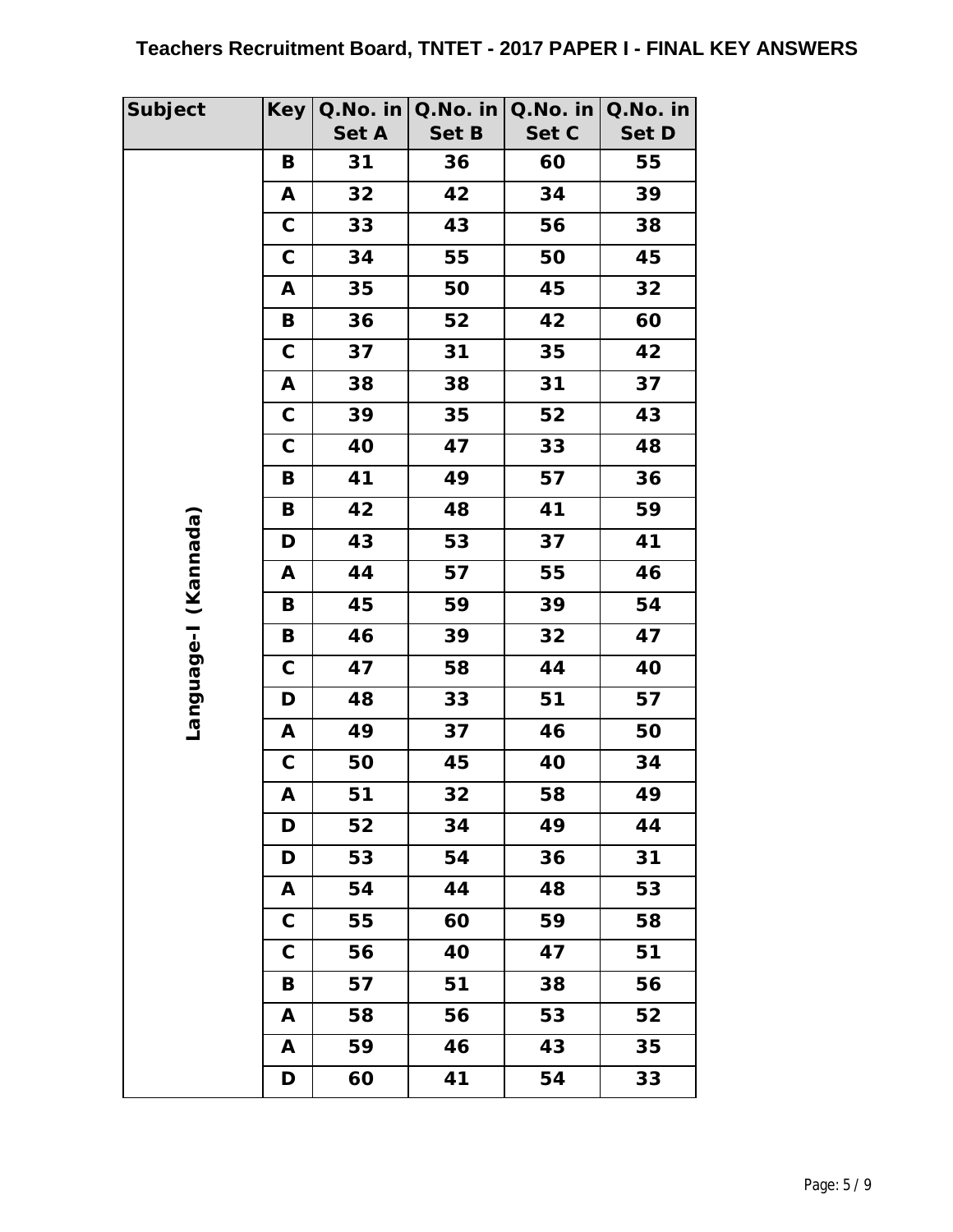**Teachers Recruitment Board, TNTET - 2017 PAPER I - FINAL KEY ANSWERS**

| Subject | Key | Q.No. in Set A | Q.No. in Set B | Q.No. in Set C | Q.No. in Set D |
|---|---|---|---|---|---|
| Language-I (Kannada) | B | 31 | 36 | 60 | 55 |
| | A | 32 | 42 | 34 | 39 |
| | C | 33 | 43 | 56 | 38 |
| | C | 34 | 55 | 50 | 45 |
| | A | 35 | 50 | 45 | 32 |
| | B | 36 | 52 | 42 | 60 |
| | C | 37 | 31 | 35 | 42 |
| | A | 38 | 38 | 31 | 37 |
| | C | 39 | 35 | 52 | 43 |
| | C | 40 | 47 | 33 | 48 |
| | B | 41 | 49 | 57 | 36 |
| | B | 42 | 48 | 41 | 59 |
| | D | 43 | 53 | 37 | 41 |
| | A | 44 | 57 | 55 | 46 |
| | B | 45 | 59 | 39 | 54 |
| | B | 46 | 39 | 32 | 47 |
| | C | 47 | 58 | 44 | 40 |
| | D | 48 | 33 | 51 | 57 |
| | A | 49 | 37 | 46 | 50 |
| | C | 50 | 45 | 40 | 34 |
| | A | 51 | 32 | 58 | 49 |
| | D | 52 | 34 | 49 | 44 |
| | D | 53 | 54 | 36 | 31 |
| | A | 54 | 44 | 48 | 53 |
| | C | 55 | 60 | 59 | 58 |
| | C | 56 | 40 | 47 | 51 |
| | B | 57 | 51 | 38 | 56 |
| | A | 58 | 56 | 53 | 52 |
| | A | 59 | 46 | 43 | 35 |
| | D | 60 | 41 | 54 | 33 |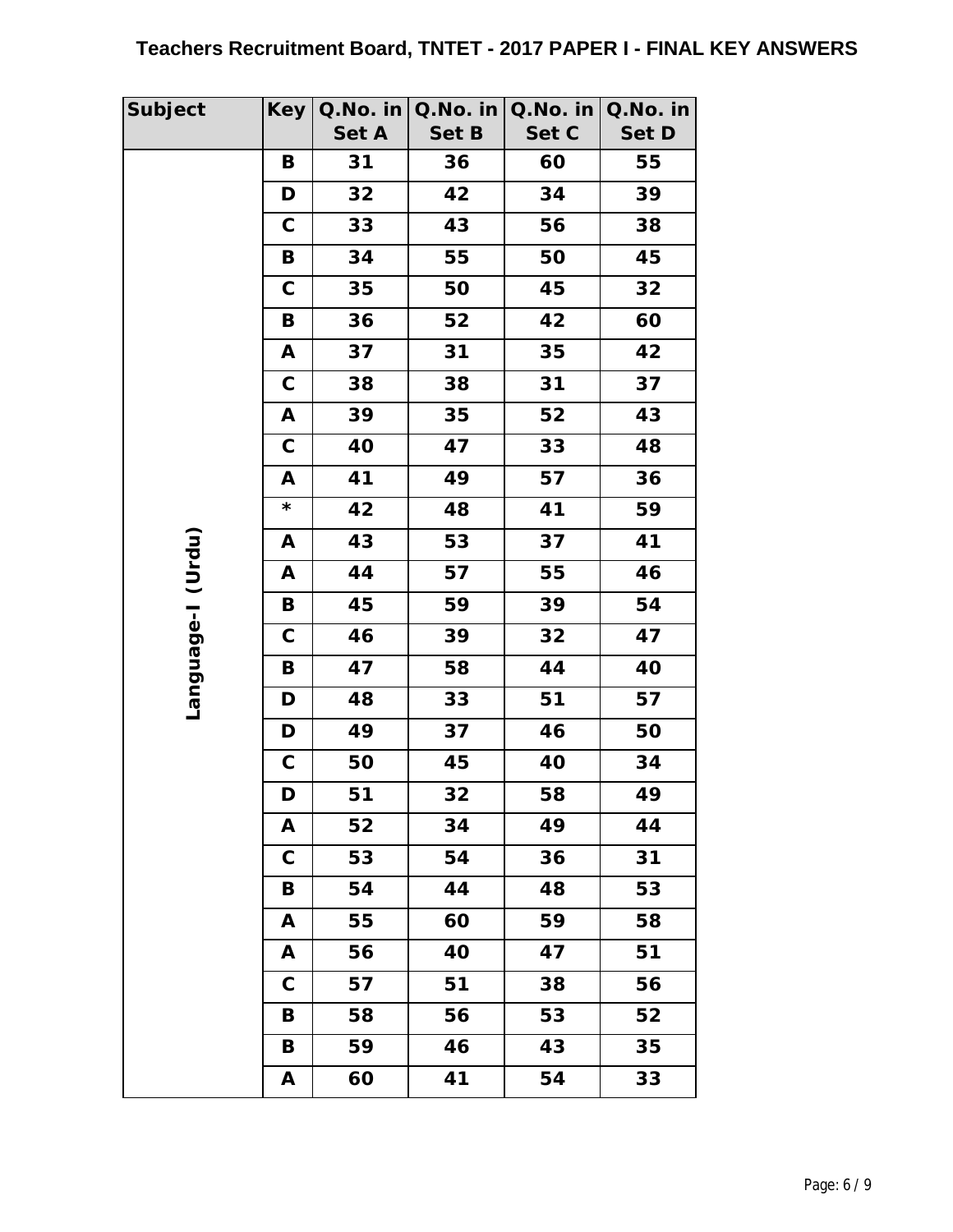## Teachers Recruitment Board, TNTET - 2017 PAPER I - FINAL KEY ANSWERS

| Subject | Key | Q.No. in Set A | Q.No. in Set B | Q.No. in Set C | Q.No. in Set D |
|---|---|---|---|---|---|
| Language-I (Urdu) | B | 31 | 36 | 60 | 55 |
| | D | 32 | 42 | 34 | 39 |
| | C | 33 | 43 | 56 | 38 |
| | B | 34 | 55 | 50 | 45 |
| | C | 35 | 50 | 45 | 32 |
| | B | 36 | 52 | 42 | 60 |
| | A | 37 | 31 | 35 | 42 |
| | C | 38 | 38 | 31 | 37 |
| | A | 39 | 35 | 52 | 43 |
| | C | 40 | 47 | 33 | 48 |
| | A | 41 | 49 | 57 | 36 |
| | * | 42 | 48 | 41 | 59 |
| | A | 43 | 53 | 37 | 41 |
| | A | 44 | 57 | 55 | 46 |
| | B | 45 | 59 | 39 | 54 |
| | C | 46 | 39 | 32 | 47 |
| | B | 47 | 58 | 44 | 40 |
| | D | 48 | 33 | 51 | 57 |
| | D | 49 | 37 | 46 | 50 |
| | C | 50 | 45 | 40 | 34 |
| | D | 51 | 32 | 58 | 49 |
| | A | 52 | 34 | 49 | 44 |
| | C | 53 | 54 | 36 | 31 |
| | B | 54 | 44 | 48 | 53 |
| | A | 55 | 60 | 59 | 58 |
| | A | 56 | 40 | 47 | 51 |
| | C | 57 | 51 | 38 | 56 |
| | B | 58 | 56 | 53 | 52 |
| | B | 59 | 46 | 43 | 35 |
| | A | 60 | 41 | 54 | 33 |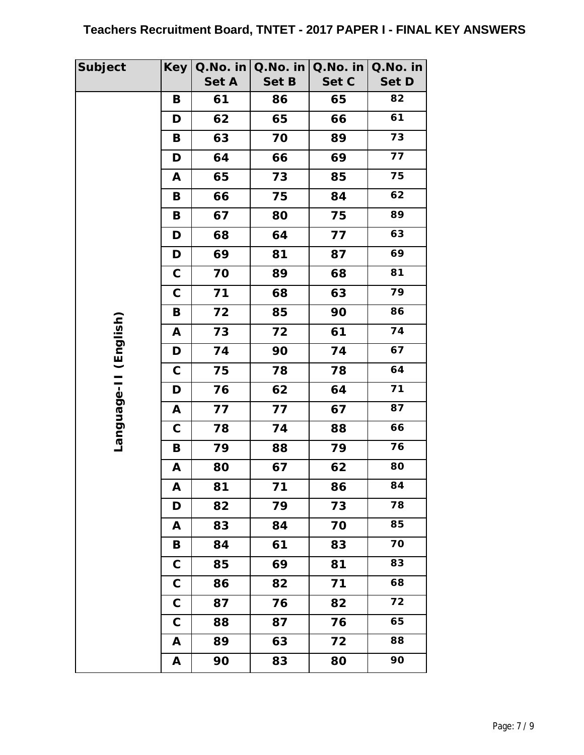# Teachers Recruitment Board, TNTET - 2017 PAPER I - FINAL KEY ANSWERS

| Subject | Key | Q.No. in Set A | Q.No. in Set B | Q.No. in Set C | Q.No. in Set D |
|---|---|---|---|---|---|
| Language-II (English) | B | 61 | 86 | 65 | 82 |
| | D | 62 | 65 | 66 | 61 |
| | B | 63 | 70 | 89 | 73 |
| | D | 64 | 66 | 69 | 77 |
| | A | 65 | 73 | 85 | 75 |
| | B | 66 | 75 | 84 | 62 |
| | B | 67 | 80 | 75 | 89 |
| | D | 68 | 64 | 77 | 63 |
| | D | 69 | 81 | 87 | 69 |
| | C | 70 | 89 | 68 | 81 |
| | C | 71 | 68 | 63 | 79 |
| | B | 72 | 85 | 90 | 86 |
| | A | 73 | 72 | 61 | 74 |
| | D | 74 | 90 | 74 | 67 |
| | C | 75 | 78 | 78 | 64 |
| | D | 76 | 62 | 64 | 71 |
| | A | 77 | 77 | 67 | 87 |
| | C | 78 | 74 | 88 | 66 |
| | B | 79 | 88 | 79 | 76 |
| | A | 80 | 67 | 62 | 80 |
| | A | 81 | 71 | 86 | 84 |
| | D | 82 | 79 | 73 | 78 |
| | A | 83 | 84 | 70 | 85 |
| | B | 84 | 61 | 83 | 70 |
| | C | 85 | 69 | 81 | 83 |
| | C | 86 | 82 | 71 | 68 |
| | C | 87 | 76 | 82 | 72 |
| | C | 88 | 87 | 76 | 65 |
| | A | 89 | 63 | 72 | 88 |
| | A | 90 | 83 | 80 | 90 |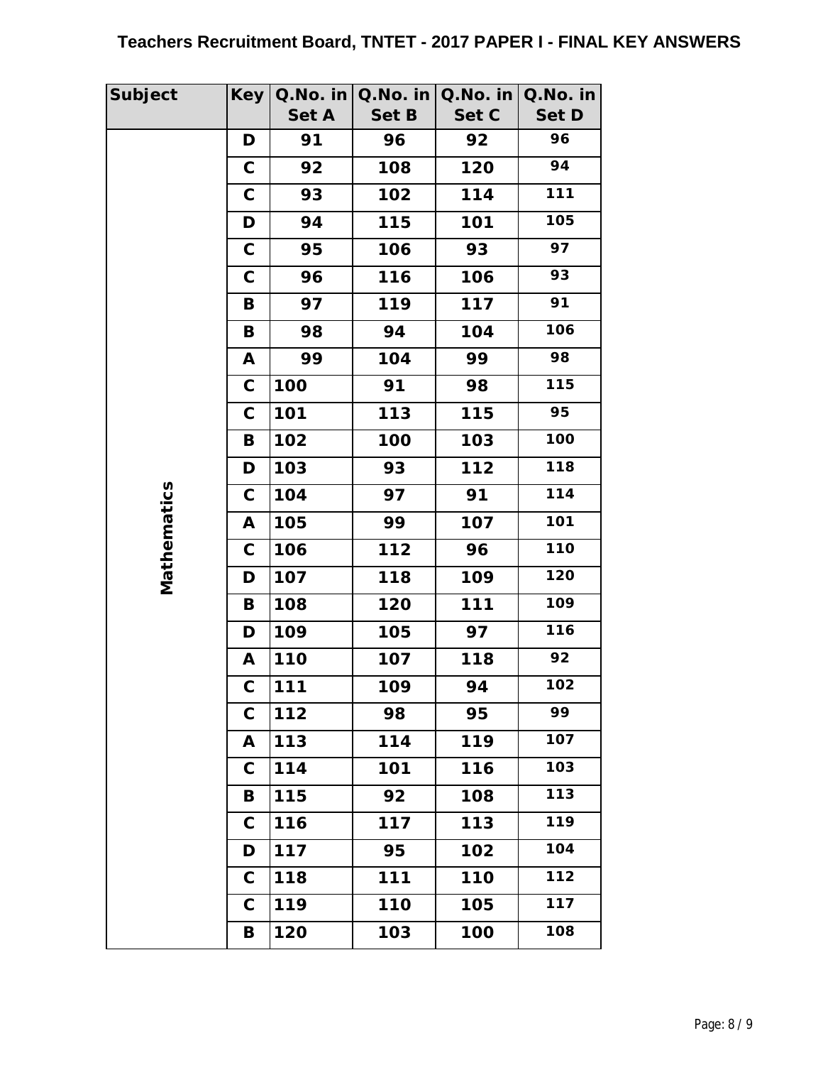## Teachers Recruitment Board, TNTET - 2017 PAPER I - FINAL KEY ANSWERS

| Subject | Key | Q.No. in Set A | Q.No. in Set B | Q.No. in Set C | Q.No. in Set D |
|---|---|---|---|---|---|
| Mathematics | D | 91 | 96 | 92 | 96 |
| | C | 92 | 108 | 120 | 94 |
| | C | 93 | 102 | 114 | 111 |
| | D | 94 | 115 | 101 | 105 |
| | C | 95 | 106 | 93 | 97 |
| | C | 96 | 116 | 106 | 93 |
| | B | 97 | 119 | 117 | 91 |
| | B | 98 | 94 | 104 | 106 |
| | A | 99 | 104 | 99 | 98 |
| | C | 100 | 91 | 98 | 115 |
| | C | 101 | 113 | 115 | 95 |
| | B | 102 | 100 | 103 | 100 |
| | D | 103 | 93 | 112 | 118 |
| | C | 104 | 97 | 91 | 114 |
| | A | 105 | 99 | 107 | 101 |
| | C | 106 | 112 | 96 | 110 |
| | D | 107 | 118 | 109 | 120 |
| | B | 108 | 120 | 111 | 109 |
| | D | 109 | 105 | 97 | 116 |
| | A | 110 | 107 | 118 | 92 |
| | C | 111 | 109 | 94 | 102 |
| | C | 112 | 98 | 95 | 99 |
| | A | 113 | 114 | 119 | 107 |
| | C | 114 | 101 | 116 | 103 |
| | B | 115 | 92 | 108 | 113 |
| | C | 116 | 117 | 113 | 119 |
| | D | 117 | 95 | 102 | 104 |
| | C | 118 | 111 | 110 | 112 |
| | C | 119 | 110 | 105 | 117 |
| | B | 120 | 103 | 100 | 108 |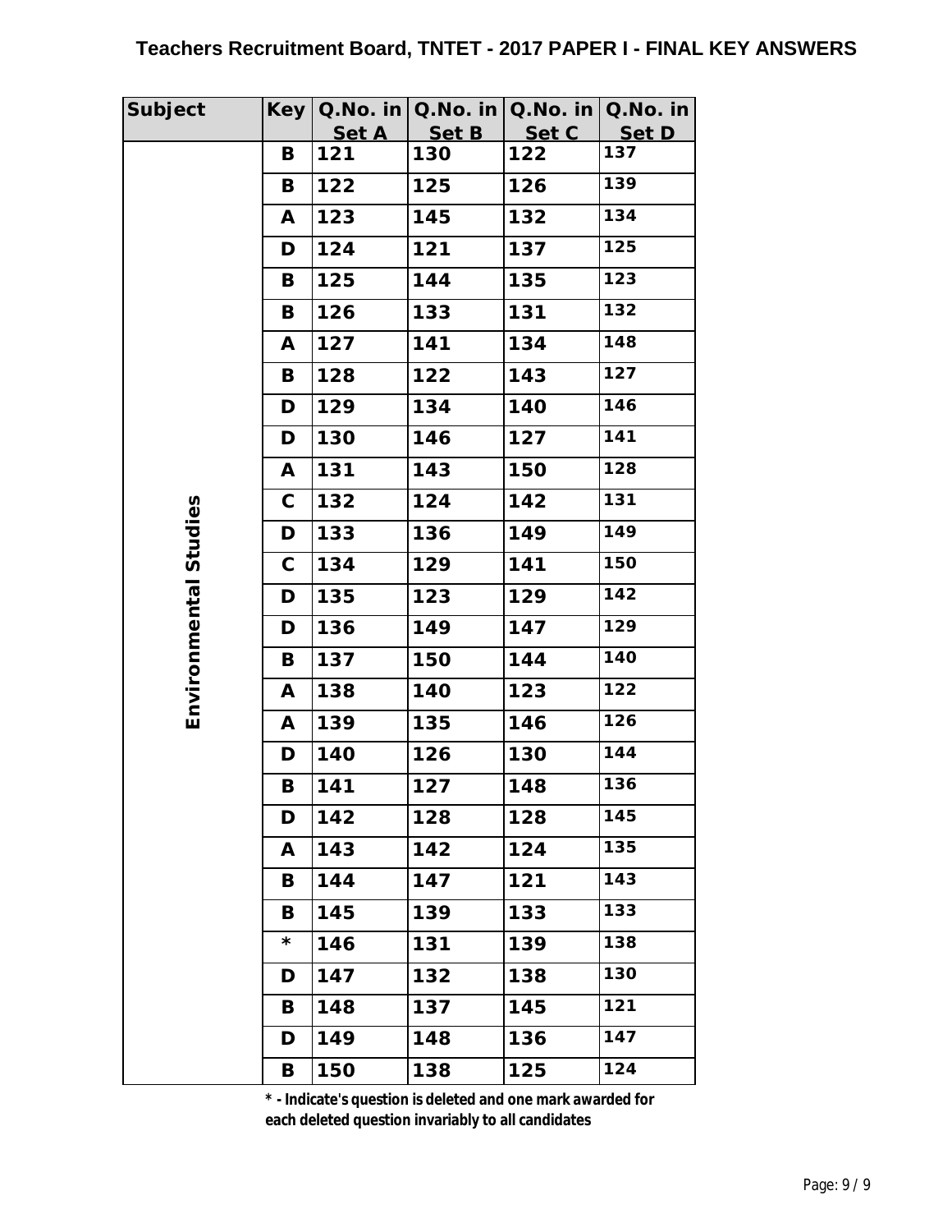## Teachers Recruitment Board, TNTET - 2017 PAPER I - FINAL KEY ANSWERS

| Subject | Key | Q.No. in Set A | Q.No. in Set B | Q.No. in Set C | Q.No. in Set D |
|---|---|---|---|---|---|
| Environmental Studies | B | 121 | 130 | 122 | 137 |
| | B | 122 | 125 | 126 | 139 |
| | A | 123 | 145 | 132 | 134 |
| | D | 124 | 121 | 137 | 125 |
| | B | 125 | 144 | 135 | 123 |
| | B | 126 | 133 | 131 | 132 |
| | A | 127 | 141 | 134 | 148 |
| | B | 128 | 122 | 143 | 127 |
| | D | 129 | 134 | 140 | 146 |
| | D | 130 | 146 | 127 | 141 |
| | A | 131 | 143 | 150 | 128 |
| | C | 132 | 124 | 142 | 131 |
| | D | 133 | 136 | 149 | 149 |
| | C | 134 | 129 | 141 | 150 |
| | D | 135 | 123 | 129 | 142 |
| | D | 136 | 149 | 147 | 129 |
| | B | 137 | 150 | 144 | 140 |
| | A | 138 | 140 | 123 | 122 |
| | A | 139 | 135 | 146 | 126 |
| | D | 140 | 126 | 130 | 144 |
| | B | 141 | 127 | 148 | 136 |
| | D | 142 | 128 | 128 | 145 |
| | A | 143 | 142 | 124 | 135 |
| | B | 144 | 147 | 121 | 143 |
| | B | 145 | 139 | 133 | 133 |
| | * | 146 | 131 | 139 | 138 |
| | D | 147 | 132 | 138 | 130 |
| | B | 148 | 137 | 145 | 121 |
| | D | 149 | 148 | 136 | 147 |
| | B | 150 | 138 | 125 | 124 |

**\* - Indicate's question is deleted and one mark awarded for each deleted question invariably to all candidates**